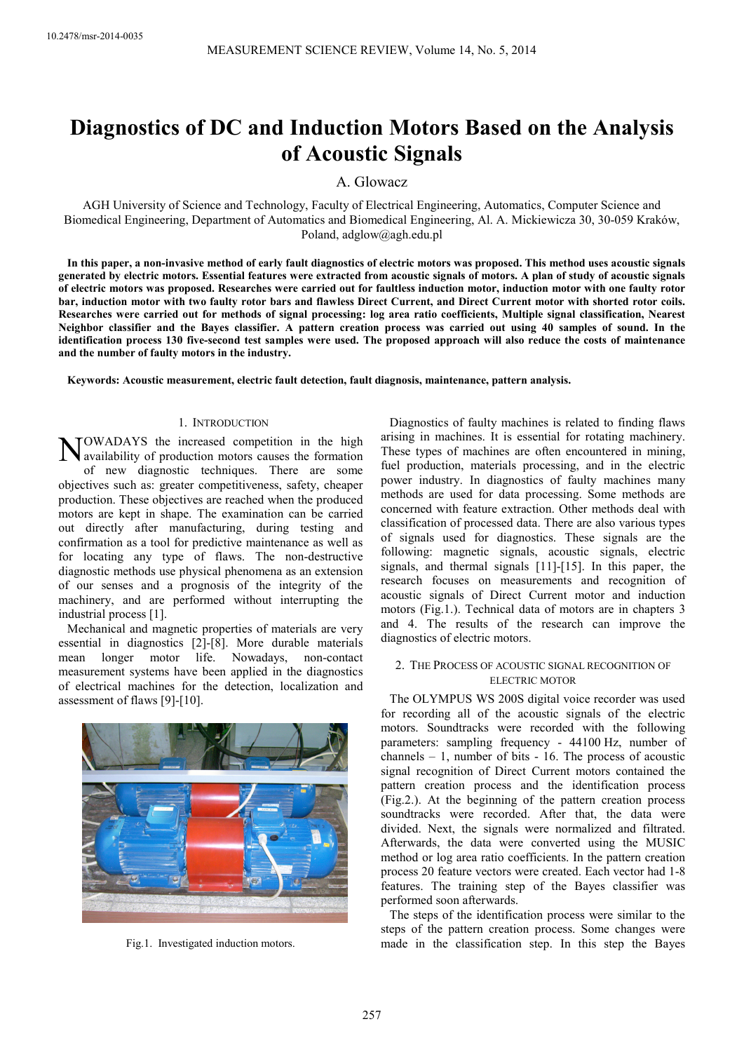10.2478/msr-2014-0035

# Diagnostics of DC and Induction Motors Based on the Analysis of Acoustic Signals

A. Glowacz

AGH University of Science and Technology, Faculty of Electrical Engineering, Automatics, Computer Science and Biomedical Engineering, Department of Automatics and Biomedical Engineering, Al. A. Mickiewicza 30, 30-059 Kraków, Poland, adglow@agh.edu.pl

**In this paper, a non-invasive method of early fault diagnostics of electric motors was proposed. This method uses acoustic signals generated by electric motors. Essential features were extracted from acoustic signals of motors. A plan of study of acoustic signals of electric motors was proposed. Researches were carried out for faultless induction motor, induction motor with one faulty rotor bar, induction motor with two faulty rotor bars and flawless Direct Current, and Direct Current motor with shorted rotor coils. Researches were carried out for methods of signal processing: log area ratio coefficients, Multiple signal classification, Nearest Neighbor classifier and the Bayes classifier. A pattern creation process was carried out using 40 samples of sound. In the identification process 130 five-second test samples were used. The proposed approach will also reduce the costs of maintenance and the number of faulty motors in the industry.**

**Keywords: Acoustic measurement, electric fault detection, fault diagnosis, maintenance, pattern analysis.**

## 1. Introduction

NOWADAYS the increased competition in the high availability of production motors causes the formation of new diagnostic techniques. There are some objectives such as: greater competitiveness, safety, cheaper production. These objectives are reached when the produced motors are kept in shape. The examination can be carried out directly after manufacturing, during testing and confirmation as a tool for predictive maintenance as well as for locating any type of flaws. The non-destructive diagnostic methods use physical phenomena as an extension of our senses and a prognosis of the integrity of the machinery, and are performed without interrupting the industrial process [1].

Mechanical and magnetic properties of materials are very essential in diagnostics [2]-[8]. More durable materials mean longer motor life. Nowadays, non-contact measurement systems have been applied in the diagnostics of electrical machines for the detection, localization and assessment of flaws [9]-[10].

Fig.1. Investigated induction motors.

Diagnostics of faulty machines is related to finding flaws arising in machines. It is essential for rotating machinery. These types of machines are often encountered in mining, fuel production, materials processing, and in the electric power industry. In diagnostics of faulty machines many methods are used for data processing. Some methods are concerned with feature extraction. Other methods deal with classification of processed data. There are also various types of signals used for diagnostics. These signals are the following: magnetic signals, acoustic signals, electric signals, and thermal signals [11]-[15]. In this paper, the research focuses on measurements and recognition of acoustic signals of Direct Current motor and induction motors (Fig.1.). Technical data of motors are in chapters 3 and 4. The results of the research can improve the diagnostics of electric motors.

## 2. The Process of Acoustic Signal Recognition of Electric Motor

The OLYMPUS WS 200S digital voice recorder was used for recording all of the acoustic signals of the electric motors. Soundtracks were recorded with the following parameters: sampling frequency - 44100 Hz, number of channels – 1, number of bits - 16. The process of acoustic signal recognition of Direct Current motors contained the pattern creation process and the identification process (Fig.2.). At the beginning of the pattern creation process soundtracks were recorded. After that, the data were divided. Next, the signals were normalized and filtrated. Afterwards, the data were converted using the MUSIC method or log area ratio coefficients. In the pattern creation process 20 feature vectors were created. Each vector had 1-8 features. The training step of the Bayes classifier was performed soon afterwards.

The steps of the identification process were similar to the steps of the pattern creation process. Some changes were made in the classification step. In this step the Bayes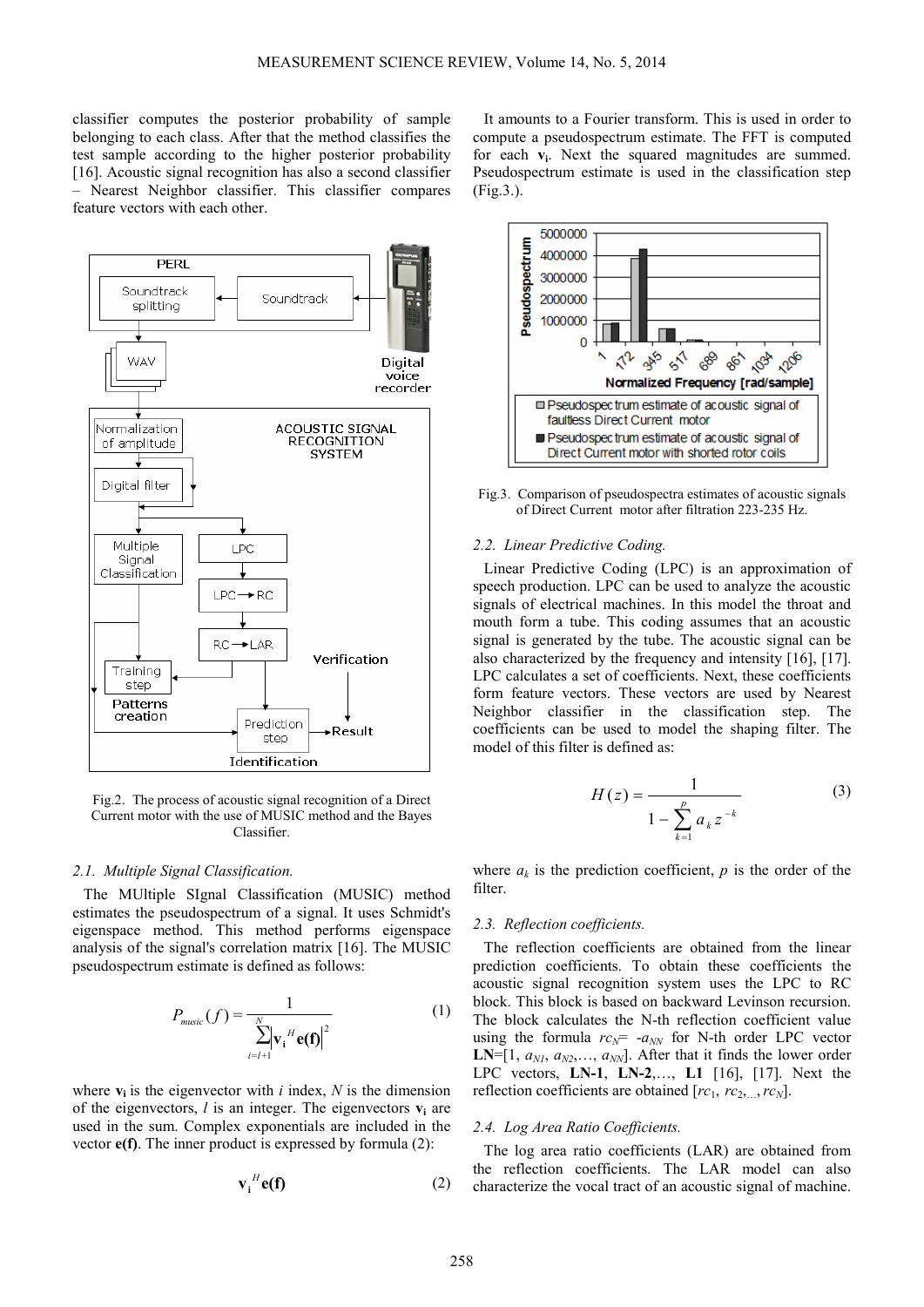classifier computes the posterior probability of sample belonging to each class. After that the method classifies the test sample according to the higher posterior probability [16]. Acoustic signal recognition has also a second classifier – Nearest Neighbor classifier. This classifier compares feature vectors with each other.

Fig.2. The process of acoustic signal recognition of a Direct Current motor with the use of MUSIC method and the Bayes Classifier.

### 2.1. Multiple Signal Classification.

The MUltiple SIgnal Classification (MUSIC) method estimates the pseudospectrum of a signal. It uses Schmidt's eigenspace method. This method performs eigenspace analysis of the signal's correlation matrix [16]. The MUSIC pseudospectrum estimate is defined as follows:

$$P_{music}(f) = \frac{1}{\sum_{i=l+1}^{N} \left| \mathbf{v_i}^H \mathbf{e(f)} \right|^2} \tag{1}$$

where $\mathbf{v_i}$ is the eigenvector with $i$ index, $N$ is the dimension of the eigenvectors, $l$ is an integer. The eigenvectors $\mathbf{v_i}$ are used in the sum. Complex exponentials are included in the vector $\mathbf{e(f)}$. The inner product is expressed by formula (2):

$$\mathbf{v_i}^H \mathbf{e(f)} \tag{2}$$

It amounts to a Fourier transform. This is used in order to compute a pseudospectrum estimate. The FFT is computed for each $\mathbf{v_i}$. Next the squared magnitudes are summed. Pseudospectrum estimate is used in the classification step (Fig.3.).

Fig.3. Comparison of pseudospectra estimates of acoustic signals of Direct Current motor after filtration 223-235 Hz.

### 2.2. Linear Predictive Coding.

Linear Predictive Coding (LPC) is an approximation of speech production. LPC can be used to analyze the acoustic signals of electrical machines. In this model the throat and mouth form a tube. This coding assumes that an acoustic signal is generated by the tube. The acoustic signal can be also characterized by the frequency and intensity [16], [17]. LPC calculates a set of coefficients. Next, these coefficients form feature vectors. These vectors are used by Nearest Neighbor classifier in the classification step. The coefficients can be used to model the shaping filter. The model of this filter is defined as:

$$H(z) = \frac{1}{1 - \sum_{k=1}^{p} a_k z^{-k}} \tag{3}$$

where $a_k$ is the prediction coefficient, $p$ is the order of the filter.

### 2.3. Reflection coefficients.

The reflection coefficients are obtained from the linear prediction coefficients. To obtain these coefficients the acoustic signal recognition system uses the LPC to RC block. This block is based on backward Levinson recursion. The block calculates the N-th reflection coefficient value using the formula $rc_N = -a_{NN}$ for N-th order LPC vector $\mathbf{LN}=[1, a_{N1}, a_{N2}, \ldots, a_{NN}]$. After that it finds the lower order LPC vectors, **LN-1**, **LN-2**,…, **L1** [16], [17]. Next the reflection coefficients are obtained $[rc_1, rc_2, \ldots, rc_N]$.

### 2.4. Log Area Ratio Coefficients.

The log area ratio coefficients (LAR) are obtained from the reflection coefficients. The LAR model can also characterize the vocal tract of an acoustic signal of machine.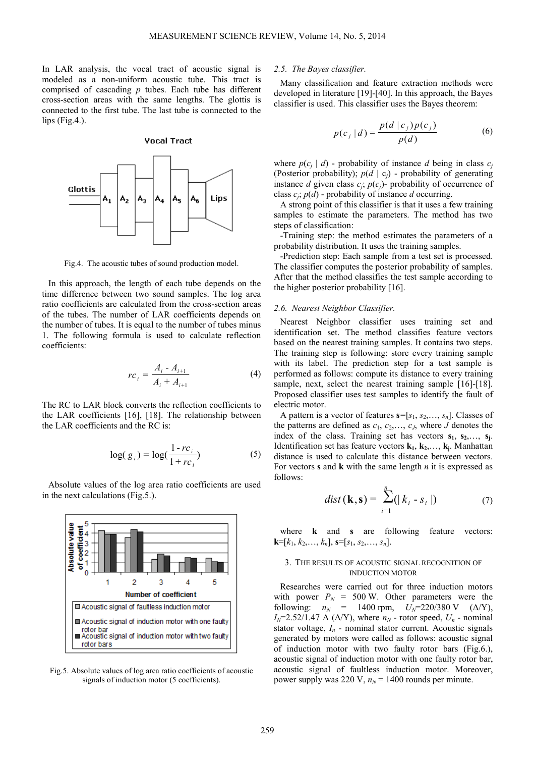In LAR analysis, the vocal tract of acoustic signal is modeled as a non-uniform acoustic tube. This tract is comprised of cascading $p$ tubes. Each tube has different cross-section areas with the same lengths. The glottis is connected to the first tube. The last tube is connected to the lips (Fig.4.).

Fig.4. The acoustic tubes of sound production model.

In this approach, the length of each tube depends on the time difference between two sound samples. The log area ratio coefficients are calculated from the cross-section areas of the tubes. The number of LAR coefficients depends on the number of tubes. It is equal to the number of tubes minus 1. The following formula is used to calculate reflection coefficients:

$$rc_i = \frac{A_i - A_{i+1}}{A_i + A_{i+1}} \tag{4}$$

The RC to LAR block converts the reflection coefficients to the LAR coefficients [16], [18]. The relationship between the LAR coefficients and the RC is:

$$\log(g_i) = \log(\frac{1 - rc_i}{1 + rc_i}) \tag{5}$$

Absolute values of the log area ratio coefficients are used in the next calculations (Fig.5.).

Fig.5. Absolute values of log area ratio coefficients of acoustic signals of induction motor (5 coefficients).

### 2.5. The Bayes classifier.

Many classification and feature extraction methods were developed in literature [19]-[40]. In this approach, the Bayes classifier is used. This classifier uses the Bayes theorem:

$$p(c_j \mid d) = \frac{p(d \mid c_j)p(c_j)}{p(d)} \tag{6}$$

where $p(c_j \mid d)$ - probability of instance $d$ being in class $c_j$ (Posterior probability); $p(d \mid c_j)$ - probability of generating instance $d$ given class $c_j$; $p(c_j)$- probability of occurrence of class $c_j$; $p(d)$ - probability of instance $d$ occurring.

A strong point of this classifier is that it uses a few training samples to estimate the parameters. The method has two steps of classification:

-Training step: the method estimates the parameters of a probability distribution. It uses the training samples.

-Prediction step: Each sample from a test set is processed. The classifier computes the posterior probability of samples. After that the method classifies the test sample according to the higher posterior probability [16].

### 2.6. Nearest Neighbor Classifier.

Nearest Neighbor classifier uses training set and identification set. The method classifies feature vectors based on the nearest training samples. It contains two steps. The training step is following: store every training sample with its label. The prediction step for a test sample is performed as follows: compute its distance to every training sample, next, select the nearest training sample [16]-[18]. Proposed classifier uses test samples to identify the fault of electric motor.

A pattern is a vector of features $\mathbf{s}=[s_1, s_2,\ldots, s_n]$. Classes of the patterns are defined as $c_1, c_2,\ldots, c_J$, where $J$ denotes the index of the class. Training set has vectors $\mathbf{s_1}, \mathbf{s_2},\ldots, \mathbf{s_j}$. Identification set has feature vectors $\mathbf{k_1}, \mathbf{k_2},\ldots, \mathbf{k_j}$. Manhattan distance is used to calculate this distance between vectors. For vectors $\mathbf{s}$ and $\mathbf{k}$ with the same length $n$ it is expressed as follows:

$$dist(\mathbf{k}, \mathbf{s}) = \sum_{i=1}^{n}(|k_i - s_i|) \tag{7}$$

where $\mathbf{k}$ and $\mathbf{s}$ are following feature vectors: $\mathbf{k}=[k_1, k_2,\ldots, k_n]$, $\mathbf{s}=[s_1, s_2,\ldots, s_n]$.

## 3. The results of acoustic signal recognition of induction motor

Researches were carried out for three induction motors with power $P_N$ = 500 W. Other parameters were the following: $n_N$ = 1400 rpm, $U_N$=220/380 V (Δ/Y), $I_N$=2.52/1.47 A (Δ/Y), where $n_N$ - rotor speed, $U_n$ - nominal stator voltage, $I_n$ - nominal stator current. Acoustic signals generated by motors were called as follows: acoustic signal of induction motor with two faulty rotor bars (Fig.6.), acoustic signal of induction motor with one faulty rotor bar, acoustic signal of faultless induction motor. Moreover, power supply was 220 V, $n_N$ = 1400 rounds per minute.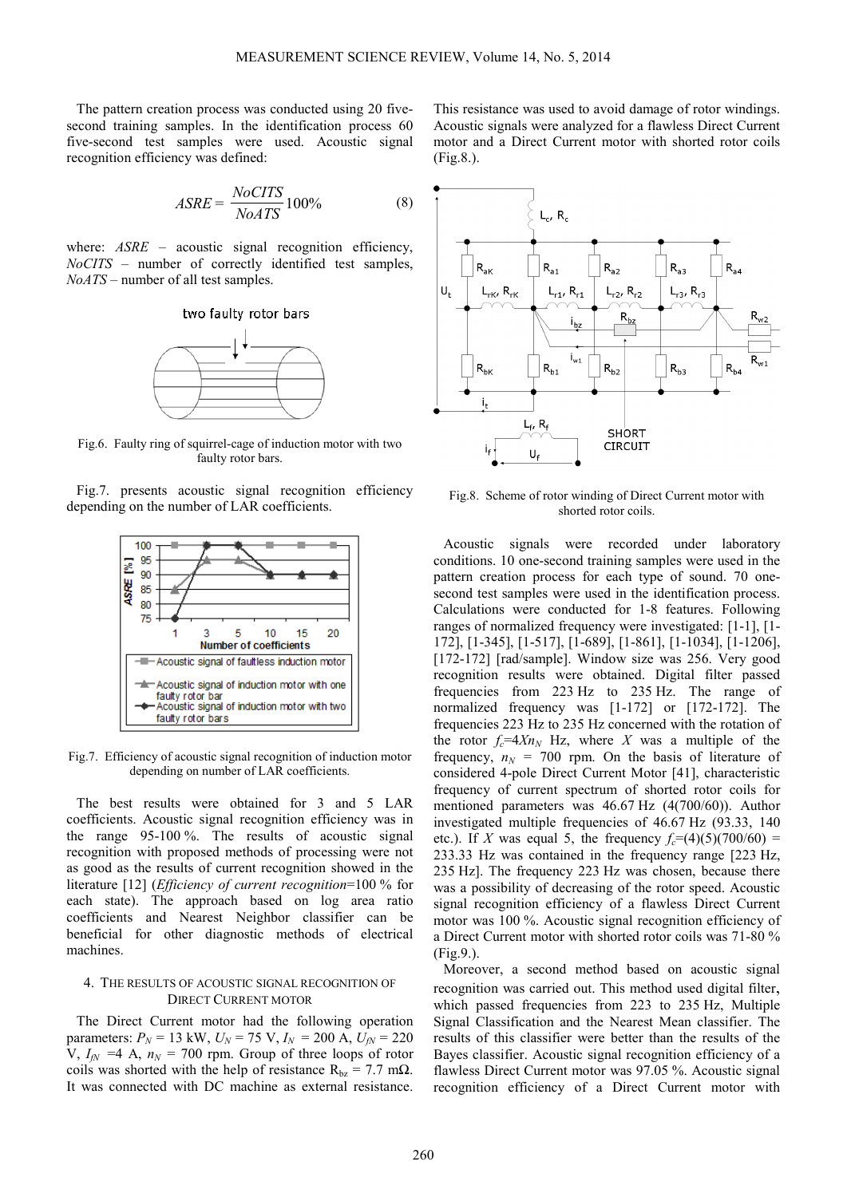The pattern creation process was conducted using 20 five-second training samples. In the identification process 60 five-second test samples were used. Acoustic signal recognition efficiency was defined:

$$ASRE = \frac{NoCITS}{NoATS} 100\% \tag{8}$$

where: $ASRE$ – acoustic signal recognition efficiency, $NoCITS$ – number of correctly identified test samples, $NoATS$ – number of all test samples.

Fig.6. Faulty ring of squirrel-cage of induction motor with two faulty rotor bars.

Fig.7. presents acoustic signal recognition efficiency depending on the number of LAR coefficients.

Fig.7. Efficiency of acoustic signal recognition of induction motor depending on number of LAR coefficients.

The best results were obtained for 3 and 5 LAR coefficients. Acoustic signal recognition efficiency was in the range 95-100 %. The results of acoustic signal recognition with proposed methods of processing were not as good as the results of current recognition showed in the literature [12] (*Efficiency of current recognition*=100 % for each state). The approach based on log area ratio coefficients and Nearest Neighbor classifier can be beneficial for other diagnostic methods of electrical machines.

## 4. The results of acoustic signal recognition of Direct Current motor

The Direct Current motor had the following operation parameters: $P_N$ = 13 kW, $U_N$ = 75 V, $I_N$ = 200 A, $U_{fN}$ = 220 V, $I_{fN}$ =4 A, $n_N$ = 700 rpm. Group of three loops of rotor coils was shorted with the help of resistance $R_{bz}$ = 7.7 mΩ. It was connected with DC machine as external resistance. This resistance was used to avoid damage of rotor windings. Acoustic signals were analyzed for a flawless Direct Current motor and a Direct Current motor with shorted rotor coils (Fig.8.).

Fig.8. Scheme of rotor winding of Direct Current motor with shorted rotor coils.

Acoustic signals were recorded under laboratory conditions. 10 one-second training samples were used in the pattern creation process for each type of sound. 70 one-second test samples were used in the identification process. Calculations were conducted for 1-8 features. Following ranges of normalized frequency were investigated: [1-1], [1-172], [1-345], [1-517], [1-689], [1-861], [1-1034], [1-1206], [172-172] [rad/sample]. Window size was 256. Very good recognition results were obtained. Digital filter passed frequencies from 223 Hz to 235 Hz. The range of normalized frequency was [1-172] or [172-172]. The frequencies 223 Hz to 235 Hz concerned with the rotation of the rotor $f_c$=4$Xn_N$ Hz, where $X$ was a multiple of the frequency, $n_N$ = 700 rpm. On the basis of literature of considered 4-pole Direct Current Motor [41], characteristic frequency of current spectrum of shorted rotor coils for mentioned parameters was 46.67 Hz (4(700/60)). Author investigated multiple frequencies of 46.67 Hz (93.33, 140 etc.). If $X$ was equal 5, the frequency $f_c$=(4)(5)(700/60) = 233.33 Hz was contained in the frequency range [223 Hz, 235 Hz]. The frequency 223 Hz was chosen, because there was a possibility of decreasing of the rotor speed. Acoustic signal recognition efficiency of a flawless Direct Current motor was 100 %. Acoustic signal recognition efficiency of a Direct Current motor with shorted rotor coils was 71-80 % (Fig.9.).

Moreover, a second method based on acoustic signal recognition was carried out. This method used digital filter, which passed frequencies from 223 to 235 Hz, Multiple Signal Classification and the Nearest Mean classifier. The results of this classifier were better than the results of the Bayes classifier. Acoustic signal recognition efficiency of a flawless Direct Current motor was 97.05 %. Acoustic signal recognition efficiency of a Direct Current motor with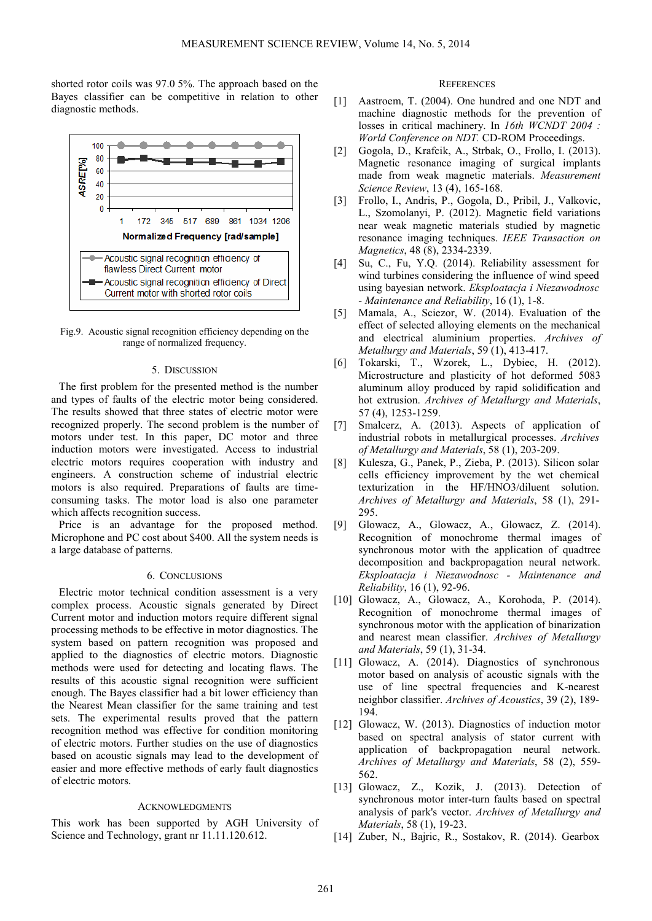shorted rotor coils was 97.0 5%. The approach based on the Bayes classifier can be competitive in relation to other diagnostic methods.

Fig.9. Acoustic signal recognition efficiency depending on the range of normalized frequency.

## 5. Discussion

The first problem for the presented method is the number and types of faults of the electric motor being considered. The results showed that three states of electric motor were recognized properly. The second problem is the number of motors under test. In this paper, DC motor and three induction motors were investigated. Access to industrial electric motors requires cooperation with industry and engineers. A construction scheme of industrial electric motors is also required. Preparations of faults are time-consuming tasks. The motor load is also one parameter which affects recognition success.

Price is an advantage for the proposed method. Microphone and PC cost about $400. All the system needs is a large database of patterns.

## 6. Conclusions

Electric motor technical condition assessment is a very complex process. Acoustic signals generated by Direct Current motor and induction motors require different signal processing methods to be effective in motor diagnostics. The system based on pattern recognition was proposed and applied to the diagnostics of electric motors. Diagnostic methods were used for detecting and locating flaws. The results of this acoustic signal recognition were sufficient enough. The Bayes classifier had a bit lower efficiency than the Nearest Mean classifier for the same training and test sets. The experimental results proved that the pattern recognition method was effective for condition monitoring of electric motors. Further studies on the use of diagnostics based on acoustic signals may lead to the development of easier and more effective methods of early fault diagnostics of electric motors.

## Acknowledgments

This work has been supported by AGH University of Science and Technology, grant nr 11.11.120.612.

## References

[1] Aastroem, T. (2004). One hundred and one NDT and machine diagnostic methods for the prevention of losses in critical machinery. In *16th WCNDT 2004 : World Conference on NDT*. CD-ROM Proceedings.

[2] Gogola, D., Krafcik, A., Strbak, O., Frollo, I. (2013). Magnetic resonance imaging of surgical implants made from weak magnetic materials. *Measurement Science Review*, 13 (4), 165-168.

[3] Frollo, I., Andris, P., Gogola, D., Pribil, J., Valkovic, L., Szomolanyi, P. (2012). Magnetic field variations near weak magnetic materials studied by magnetic resonance imaging techniques. *IEEE Transaction on Magnetics*, 48 (8), 2334-2339.

[4] Su, C., Fu, Y.Q. (2014). Reliability assessment for wind turbines considering the influence of wind speed using bayesian network. *Eksploatacja i Niezawodnosc - Maintenance and Reliability*, 16 (1), 1-8.

[5] Mamala, A., Sciezor, W. (2014). Evaluation of the effect of selected alloying elements on the mechanical and electrical aluminium properties. *Archives of Metallurgy and Materials*, 59 (1), 413-417.

[6] Tokarski, T., Wzorek, L., Dybiec, H. (2012). Microstructure and plasticity of hot deformed 5083 aluminum alloy produced by rapid solidification and hot extrusion. *Archives of Metallurgy and Materials*, 57 (4), 1253-1259.

[7] Smalcerz, A. (2013). Aspects of application of industrial robots in metallurgical processes. *Archives of Metallurgy and Materials*, 58 (1), 203-209.

[8] Kulesza, G., Panek, P., Zieba, P. (2013). Silicon solar cells efficiency improvement by the wet chemical texturization in the HF/HNO3/diluent solution. *Archives of Metallurgy and Materials*, 58 (1), 291-295.

[9] Glowacz, A., Glowacz, A., Glowacz, Z. (2014). Recognition of monochrome thermal images of synchronous motor with the application of quadtree decomposition and backpropagation neural network. *Eksploatacja i Niezawodnosc - Maintenance and Reliability*, 16 (1), 92-96.

[10] Glowacz, A., Glowacz, A., Korohoda, P. (2014). Recognition of monochrome thermal images of synchronous motor with the application of binarization and nearest mean classifier. *Archives of Metallurgy and Materials*, 59 (1), 31-34.

[11] Glowacz, A. (2014). Diagnostics of synchronous motor based on analysis of acoustic signals with the use of line spectral frequencies and K-nearest neighbor classifier. *Archives of Acoustics*, 39 (2), 189-194.

[12] Glowacz, W. (2013). Diagnostics of induction motor based on spectral analysis of stator current with application of backpropagation neural network. *Archives of Metallurgy and Materials*, 58 (2), 559-562.

[13] Glowacz, Z., Kozik, J. (2013). Detection of synchronous motor inter-turn faults based on spectral analysis of park's vector. *Archives of Metallurgy and Materials*, 58 (1), 19-23.

[14] Zuber, N., Bajric, R., Sostakov, R. (2014). Gearbox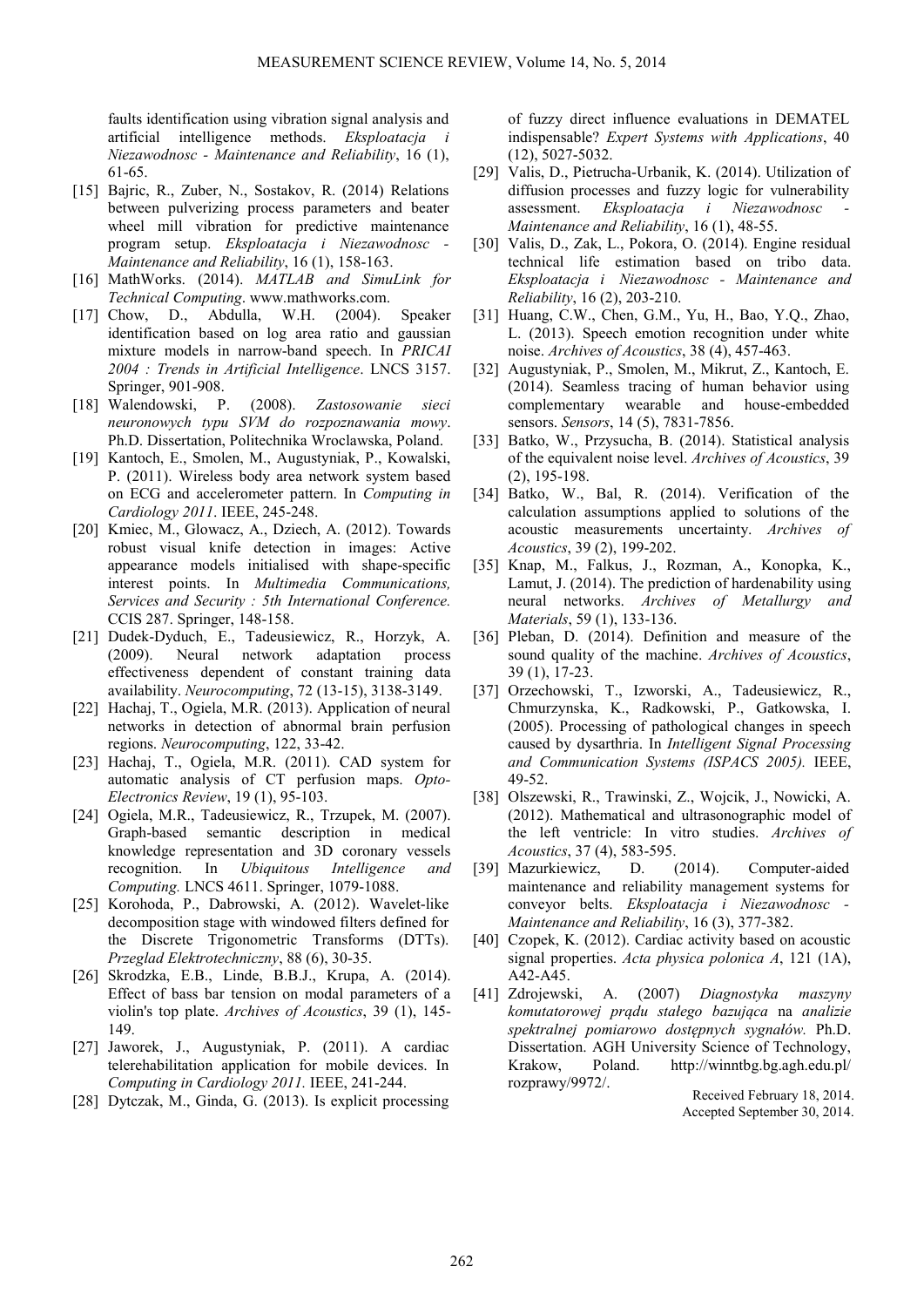faults identification using vibration signal analysis and artificial intelligence methods. *Eksploatacja i Niezawodnosc - Maintenance and Reliability*, 16 (1), 61-65.

[15] Bajric, R., Zuber, N., Sostakov, R. (2014) Relations between pulverizing process parameters and beater wheel mill vibration for predictive maintenance program setup. *Eksploatacja i Niezawodnosc - Maintenance and Reliability*, 16 (1), 158-163.

[16] MathWorks. (2014). *MATLAB and SimuLink for Technical Computing*. www.mathworks.com.

[17] Chow, D., Abdulla, W.H. (2004). Speaker identification based on log area ratio and gaussian mixture models in narrow-band speech. In *PRICAI 2004 : Trends in Artificial Intelligence*. LNCS 3157. Springer, 901-908.

[18] Walendowski, P. (2008). *Zastosowanie sieci neuronowych typu SVM do rozpoznawania mowy*. Ph.D. Dissertation, Politechnika Wroclawska, Poland.

[19] Kantoch, E., Smolen, M., Augustyniak, P., Kowalski, P. (2011). Wireless body area network system based on ECG and accelerometer pattern. In *Computing in Cardiology 2011*. IEEE, 245-248.

[20] Kmiec, M., Glowacz, A., Dziech, A. (2012). Towards robust visual knife detection in images: Active appearance models initialised with shape-specific interest points. In *Multimedia Communications, Services and Security : 5th International Conference.* CCIS 287. Springer, 148-158.

[21] Dudek-Dyduch, E., Tadeusiewicz, R., Horzyk, A. (2009). Neural network adaptation process effectiveness dependent of constant training data availability. *Neurocomputing*, 72 (13-15), 3138-3149.

[22] Hachaj, T., Ogiela, M.R. (2013). Application of neural networks in detection of abnormal brain perfusion regions. *Neurocomputing*, 122, 33-42.

[23] Hachaj, T., Ogiela, M.R. (2011). CAD system for automatic analysis of CT perfusion maps. *Opto-Electronics Review*, 19 (1), 95-103.

[24] Ogiela, M.R., Tadeusiewicz, R., Trzupek, M. (2007). Graph-based semantic description in medical knowledge representation and 3D coronary vessels recognition. In *Ubiquitous Intelligence and Computing.* LNCS 4611. Springer, 1079-1088.

[25] Korohoda, P., Dabrowski, A. (2012). Wavelet-like decomposition stage with windowed filters defined for the Discrete Trigonometric Transforms (DTTs). *Przeglad Elektrotechniczny*, 88 (6), 30-35.

[26] Skrodzka, E.B., Linde, B.B.J., Krupa, A. (2014). Effect of bass bar tension on modal parameters of a violin's top plate. *Archives of Acoustics*, 39 (1), 145-149.

[27] Jaworek, J., Augustyniak, P. (2011). A cardiac telerehabilitation application for mobile devices. In *Computing in Cardiology 2011.* IEEE, 241-244.

[28] Dytczak, M., Ginda, G. (2013). Is explicit processing of fuzzy direct influence evaluations in DEMATEL indispensable? *Expert Systems with Applications*, 40 (12), 5027-5032.

[29] Valis, D., Pietrucha-Urbanik, K. (2014). Utilization of diffusion processes and fuzzy logic for vulnerability assessment. *Eksploatacja i Niezawodnosc - Maintenance and Reliability*, 16 (1), 48-55.

[30] Valis, D., Zak, L., Pokora, O. (2014). Engine residual technical life estimation based on tribo data. *Eksploatacja i Niezawodnosc - Maintenance and Reliability*, 16 (2), 203-210.

[31] Huang, C.W., Chen, G.M., Yu, H., Bao, Y.Q., Zhao, L. (2013). Speech emotion recognition under white noise. *Archives of Acoustics*, 38 (4), 457-463.

[32] Augustyniak, P., Smolen, M., Mikrut, Z., Kantoch, E. (2014). Seamless tracing of human behavior using complementary wearable and house-embedded sensors. *Sensors*, 14 (5), 7831-7856.

[33] Batko, W., Przysucha, B. (2014). Statistical analysis of the equivalent noise level. *Archives of Acoustics*, 39 (2), 195-198.

[34] Batko, W., Bal, R. (2014). Verification of the calculation assumptions applied to solutions of the acoustic measurements uncertainty. *Archives of Acoustics*, 39 (2), 199-202.

[35] Knap, M., Falkus, J., Rozman, A., Konopka, K., Lamut, J. (2014). The prediction of hardenability using neural networks. *Archives of Metallurgy and Materials*, 59 (1), 133-136.

[36] Pleban, D. (2014). Definition and measure of the sound quality of the machine. *Archives of Acoustics*, 39 (1), 17-23.

[37] Orzechowski, T., Izworski, A., Tadeusiewicz, R., Chmurzynska, K., Radkowski, P., Gatkowska, I. (2005). Processing of pathological changes in speech caused by dysarthria. In *Intelligent Signal Processing and Communication Systems (ISPACS 2005).* IEEE, 49-52.

[38] Olszewski, R., Trawinski, Z., Wojcik, J., Nowicki, A. (2012). Mathematical and ultrasonographic model of the left ventricle: In vitro studies. *Archives of Acoustics*, 37 (4), 583-595.

[39] Mazurkiewicz, D. (2014). Computer-aided maintenance and reliability management systems for conveyor belts. *Eksploatacja i Niezawodnosc - Maintenance and Reliability*, 16 (3), 377-382.

[40] Czopek, K. (2012). Cardiac activity based on acoustic signal properties. *Acta physica polonica A*, 121 (1A), A42-A45.

[41] Zdrojewski, A. (2007) *Diagnostyka maszyny komutatorowej prądu stałego bazująca* na *analizie spektralnej pomiarowo dostępnych sygnałów.* Ph.D. Dissertation. AGH University Science of Technology, Krakow, Poland. http://winntbg.bg.agh.edu.pl/rozprawy/9972/.

Received February 18, 2014.
Accepted September 30, 2014.